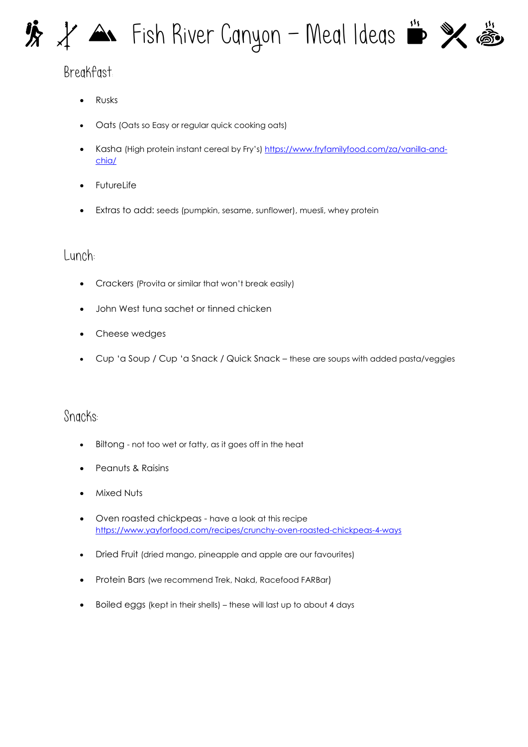# Fish River Canyon – Meal Ideas

## Breakfast:

- Rusks
- Oats (Oats so Easy or regular quick cooking oats)
- Kasha (High protein instant cereal by Fry's) https://www.fryfamilyfood.com/za/vanilla-and-chia/
- FutureLife
- Extras to add: seeds (pumpkin, sesame, sunflower), muesli, whey protein

## Lunch:

- Crackers (Provita or similar that won't break easily)
- John West tuna sachet or tinned chicken
- Cheese wedges
- Cup 'a Soup / Cup 'a Snack / Quick Snack – these are soups with added pasta/veggies

## Snacks:

- Biltong - not too wet or fatty, as it goes off in the heat
- Peanuts & Raisins
- Mixed Nuts
- Oven roasted chickpeas - have a look at this recipe https://www.yayforfood.com/recipes/crunchy-oven-roasted-chickpeas-4-ways
- Dried Fruit (dried mango, pineapple and apple are our favourites)
- Protein Bars (we recommend Trek, Nakd, Racefood FARBar)
- Boiled eggs (kept in their shells) – these will last up to about 4 days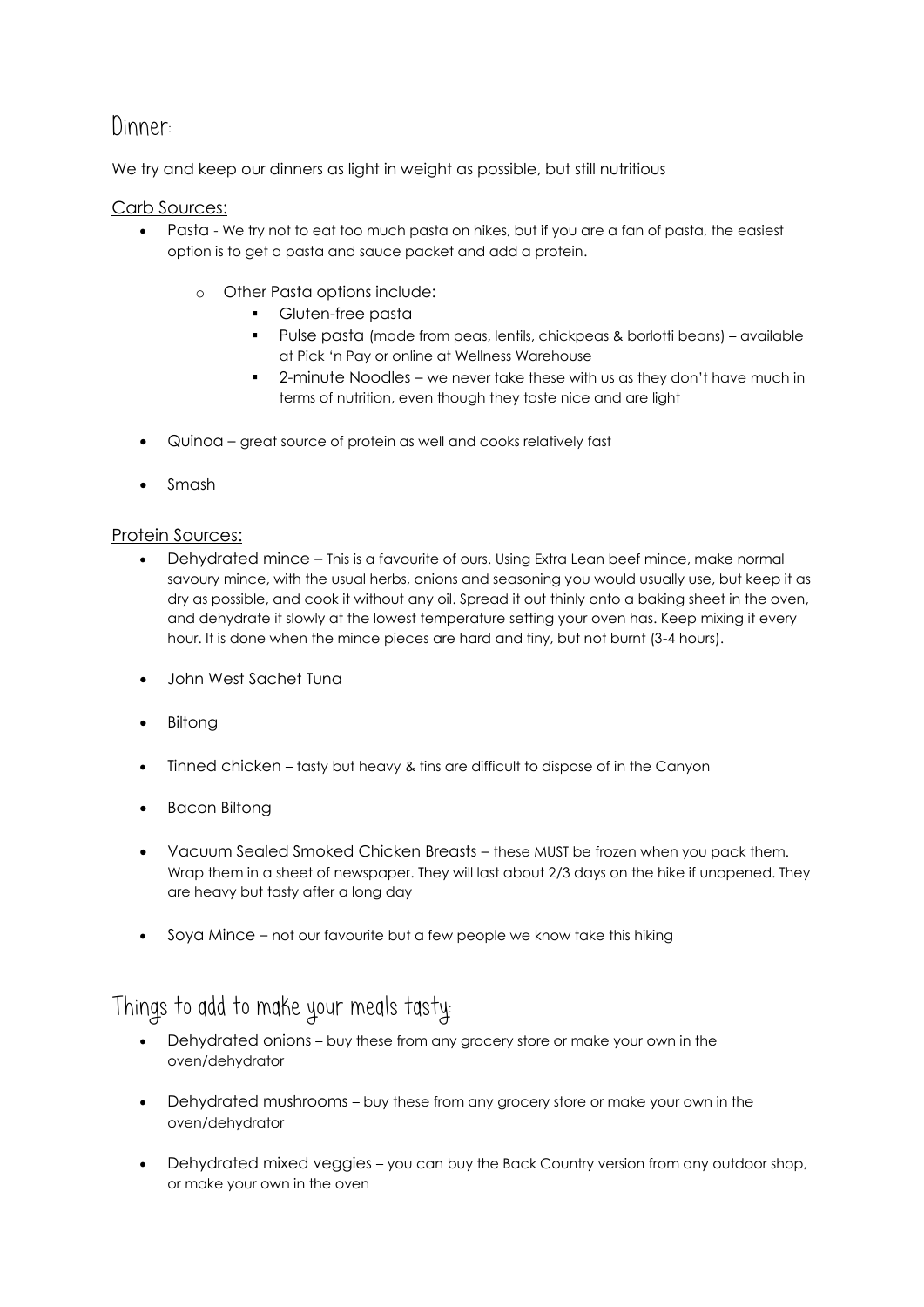# Dinner:

We try and keep our dinners as light in weight as possible, but still nutritious

## Carb Sources:

- Pasta - We try not to eat too much pasta on hikes, but if you are a fan of pasta, the easiest option is to get a pasta and sauce packet and add a protein.
  - Other Pasta options include:
    - Gluten-free pasta
    - Pulse pasta (made from peas, lentils, chickpeas & borlotti beans) – available at Pick 'n Pay or online at Wellness Warehouse
    - 2-minute Noodles – we never take these with us as they don't have much in terms of nutrition, even though they taste nice and are light
- Quinoa – great source of protein as well and cooks relatively fast
- Smash

## Protein Sources:

- Dehydrated mince – This is a favourite of ours. Using Extra Lean beef mince, make normal savoury mince, with the usual herbs, onions and seasoning you would usually use, but keep it as dry as possible, and cook it without any oil. Spread it out thinly onto a baking sheet in the oven, and dehydrate it slowly at the lowest temperature setting your oven has. Keep mixing it every hour. It is done when the mince pieces are hard and tiny, but not burnt (3-4 hours).
- John West Sachet Tuna
- Biltong
- Tinned chicken – tasty but heavy & tins are difficult to dispose of in the Canyon
- Bacon Biltong
- Vacuum Sealed Smoked Chicken Breasts – these MUST be frozen when you pack them. Wrap them in a sheet of newspaper. They will last about 2/3 days on the hike if unopened. They are heavy but tasty after a long day
- Soya Mince – not our favourite but a few people we know take this hiking

# Things to add to make your meals tasty:

- Dehydrated onions – buy these from any grocery store or make your own in the oven/dehydrator
- Dehydrated mushrooms – buy these from any grocery store or make your own in the oven/dehydrator
- Dehydrated mixed veggies – you can buy the Back Country version from any outdoor shop, or make your own in the oven